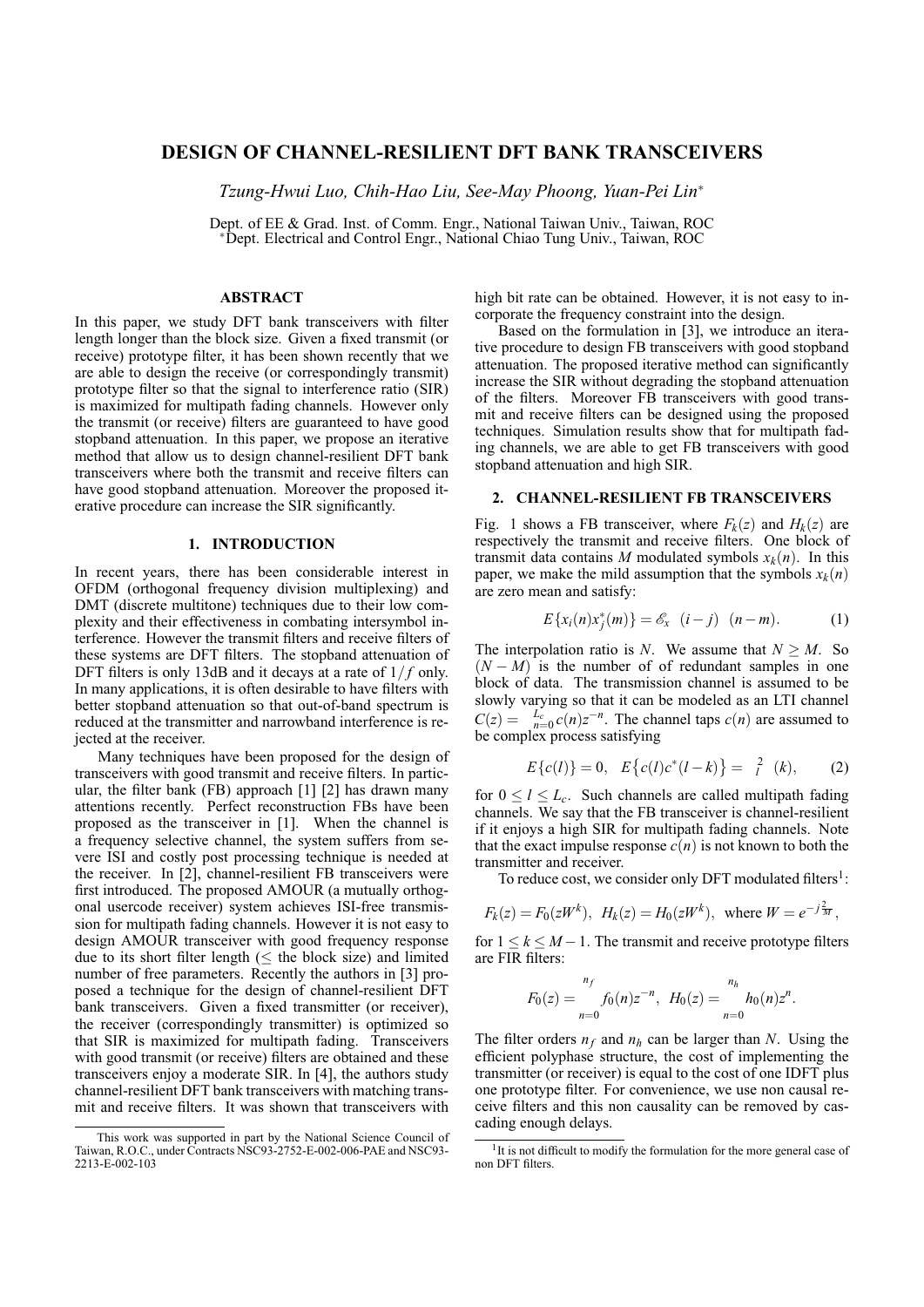# DESIGN OF CHANNEL-RESILIENT DFT BANK TRANSCEIVERS

*Tzung-Hwui Luo, Chih-Hao Liu, See-May Phoong, Yuan-Pei Lin*[*]

Dept. of EE & Grad. Inst. of Comm. Engr., National Taiwan Univ., Taiwan, ROC
[*]Dept. Electrical and Control Engr., National Chiao Tung Univ., Taiwan, ROC

## ABSTRACT

In this paper, we study DFT bank transceivers with filter length longer than the block size. Given a fixed transmit (or receive) prototype filter, it has been shown recently that we are able to design the receive (or correspondingly transmit) prototype filter so that the signal to interference ratio (SIR) is maximized for multipath fading channels. However only the transmit (or receive) filters are guaranteed to have good stopband attenuation. In this paper, we propose an iterative method that allow us to design channel-resilient DFT bank transceivers where both the transmit and receive filters can have good stopband attenuation. Moreover the proposed iterative procedure can increase the SIR significantly.

## 1. INTRODUCTION

In recent years, there has been considerable interest in OFDM (orthogonal frequency division multiplexing) and DMT (discrete multitone) techniques due to their low complexity and their effectiveness in combating intersymbol interference. However the transmit filters and receive filters of these systems are DFT filters. The stopband attenuation of DFT filters is only 13dB and it decays at a rate of $1/f$ only. In many applications, it is often desirable to have filters with better stopband attenuation so that out-of-band spectrum is reduced at the transmitter and narrowband interference is rejected at the receiver.

Many techniques have been proposed for the design of transceivers with good transmit and receive filters. In particular, the filter bank (FB) approach [1] [2] has drawn many attentions recently. Perfect reconstruction FBs have been proposed as the transceiver in [1]. When the channel is a frequency selective channel, the system suffers from severe ISI and costly post processing technique is needed at the receiver. In [2], channel-resilient FB transceivers were first introduced. The proposed AMOUR (a mutually orthogonal usercode receiver) system achieves ISI-free transmission for multipath fading channels. However it is not easy to design AMOUR transceiver with good frequency response due to its short filter length ($\leq$ the block size) and limited number of free parameters. Recently the authors in [3] proposed a technique for the design of channel-resilient DFT bank transceivers. Given a fixed transmitter (or receiver), the receiver (correspondingly transmitter) is optimized so that SIR is maximized for multipath fading. Transceivers with good transmit (or receive) filters are obtained and these transceivers enjoy a moderate SIR. In [4], the authors study channel-resilient DFT bank transceivers with matching transmit and receive filters. It was shown that transceivers with high bit rate can be obtained. However, it is not easy to incorporate the frequency constraint into the design.

Based on the formulation in [3], we introduce an iterative procedure to design FB transceivers with good stopband attenuation. The proposed iterative method can significantly increase the SIR without degrading the stopband attenuation of the filters. Moreover FB transceivers with good transmit and receive filters can be designed using the proposed techniques. Simulation results show that for multipath fading channels, we are able to get FB transceivers with good stopband attenuation and high SIR.

## 2. CHANNEL-RESILIENT FB TRANSCEIVERS

Fig. 1 shows a FB transceiver, where $F_k(z)$ and $H_k(z)$ are respectively the transmit and receive filters. One block of transmit data contains $M$ modulated symbols $x_k(n)$. In this paper, we make the mild assumption that the symbols $x_k(n)$ are zero mean and satisfy:

$$E\{x_i(n)x_j^*(m)\} = \mathscr{E}_x \ \delta(i-j) \ \delta(n-m). \qquad (1)$$

The interpolation ratio is $N$. We assume that $N \geq M$. So $(N-M)$ is the number of of redundant samples in one block of data. The transmission channel is assumed to be slowly varying so that it can be modeled as an LTI channel $C(z) = \sum_{n=0}^{L_c} c(n)z^{-n}$. The channel taps $c(n)$ are assumed to be complex process satisfying

$$E\{c(l)\} = 0, \quad E\{c(l)c^*(l-k)\} = \sigma_l^2 \ \delta(k), \qquad (2)$$

for $0 \leq l \leq L_c$. Such channels are called multipath fading channels. We say that the FB transceiver is channel-resilient if it enjoys a high SIR for multipath fading channels. Note that the exact impulse response $c(n)$ is not known to both the transmitter and receiver.

To reduce cost, we consider only DFT modulated filters[1]:

$$F_k(z) = F_0(zW^k), \ \ H_k(z) = H_0(zW^k), \ \text{ where } W = e^{-j\frac{2\pi}{M}},$$

for $1 \leq k \leq M-1$. The transmit and receive prototype filters are FIR filters:

$$F_0(z) = \sum_{n=0}^{n_f} f_0(n)z^{-n}, \ \ H_0(z) = \sum_{n=0}^{n_h} h_0(n)z^{n}.$$

The filter orders $n_f$ and $n_h$ can be larger than $N$. Using the efficient polyphase structure, the cost of implementing the transmitter (or receiver) is equal to the cost of one IDFT plus one prototype filter. For convenience, we use non causal receive filters and this non causality can be removed by cascading enough delays.

---

This work was supported in part by the National Science Council of Taiwan, R.O.C., under Contracts NSC93-2752-E-002-006-PAE and NSC93-2213-E-002-103

[1] It is not difficult to modify the formulation for the more general case of non DFT filters.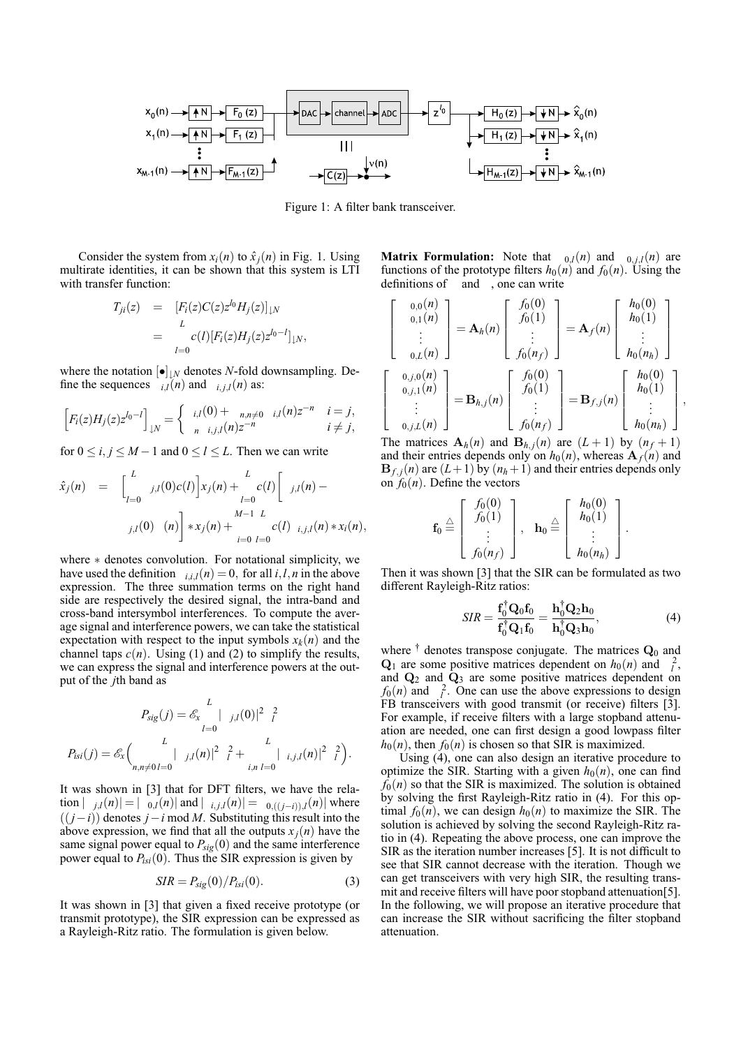Figure 1: A filter bank transceiver.

Consider the system from $x_i(n)$ to $\hat{x}_j(n)$ in Fig. 1. Using multirate identities, it can be shown that this system is LTI with transfer function:

$$
\begin{aligned}
T_{ji}(z) &= [F_i(z)C(z)z^{l_0}H_j(z)]_{\downarrow N} \\
&= \sum_{l=0}^{L} c(l)[F_i(z)H_j(z)z^{l_0-l}]_{\downarrow N},
\end{aligned}
$$

where the notation $[\bullet]_{\downarrow N}$ denotes $N$-fold downsampling. Define the sequences $\alpha_{i,l}(n)$ and $\beta_{i,j,l}(n)$ as:

$$
\Big[F_i(z)H_j(z)z^{l_0-l}\Big]_{\downarrow N} = \begin{cases} \alpha_{i,l}(0) + \sum_{n,n\neq 0} \alpha_{i,l}(n)z^{-n} & i = j, \\ \sum_n \beta_{i,j,l}(n)z^{-n} & i \neq j, \end{cases}
$$

for $0 \leq i, j \leq M-1$ and $0 \leq l \leq L$. Then we can write

$$
\begin{aligned}
\hat{x}_j(n) &= \Big[\sum_{l=0}^{L} \alpha_{j,l}(0)c(l)\Big]x_j(n) + \sum_{l=0}^{L} c(l)\Big[\alpha_{j,l}(n) - \\
&\qquad \alpha_{j,l}(0)\delta(n)\Big] * x_j(n) + \sum_{i=0}^{M-1}\sum_{l=0}^{L} c(l)\beta_{i,j,l}(n) * x_i(n),
\end{aligned}
$$

where $*$ denotes convolution. For notational simplicity, we have used the definition $\beta_{i,i,l}(n) = 0$, for all $i, l, n$ in the above expression. The three summation terms on the right hand side are respectively the desired signal, the intra-band and cross-band intersymbol interferences. To compute the average signal and interference powers, we can take the statistical expectation with respect to the input symbols $x_k(n)$ and the channel taps $c(n)$. Using (1) and (2) to simplify the results, we can express the signal and interference powers at the output of the $j$th band as

$$
P_{sig}(j) = \mathscr{E}_x \sum_{l=0}^{L} |\alpha_{j,l}(0)|^2 \sigma_l^2
$$

$$
P_{isi}(j) = \mathscr{E}_x\Big(\sum_{n,n\neq 0}\sum_{l=0}^{L} |\alpha_{j,l}(n)|^2 \sigma_l^2 + \sum_{i,n}\sum_{l=0}^{L} |\beta_{i,j,l}(n)|^2 \sigma_l^2\Big).
$$

It was shown in [3] that for DFT filters, we have the relation $|\alpha_{j,l}(n)| = |\alpha_{0,l}(n)|$ and $|\beta_{i,j,l}(n)| = \beta_{0,((j-i)),l}(n)|$ where $((j-i))$ denotes $j-i \bmod M$. Substituting this result into the above expression, we find that all the outputs $x_j(n)$ have the same signal power equal to $P_{sig}(0)$ and the same interference power equal to $P_{isi}(0)$. Thus the SIR expression is given by

$$
SIR = P_{sig}(0)/P_{isi}(0). \tag{3}
$$

It was shown in [3] that given a fixed receive prototype (or transmit prototype), the SIR expression can be expressed as a Rayleigh-Ritz ratio. The formulation is given below.

**Matrix Formulation:** Note that $\alpha_{0,l}(n)$ and $\beta_{0,j,l}(n)$ are functions of the prototype filters $h_0(n)$ and $f_0(n)$. Using the definitions of $\alpha$ and $\beta$, one can write

$$
\begin{bmatrix} \alpha_{0,0}(n) \\ \alpha_{0,1}(n) \\ \vdots \\ \alpha_{0,L}(n) \end{bmatrix} = \mathbf{A}_h(n) \begin{bmatrix} f_0(0) \\ f_0(1) \\ \vdots \\ f_0(n_f) \end{bmatrix} = \mathbf{A}_f(n) \begin{bmatrix} h_0(0) \\ h_0(1) \\ \vdots \\ h_0(n_h) \end{bmatrix}
$$

$$
\begin{bmatrix} \beta_{0,j,0}(n) \\ \beta_{0,j,1}(n) \\ \vdots \\ \beta_{0,j,L}(n) \end{bmatrix} = \mathbf{B}_{h,j}(n) \begin{bmatrix} f_0(0) \\ f_0(1) \\ \vdots \\ f_0(n_f) \end{bmatrix} = \mathbf{B}_{f,j}(n) \begin{bmatrix} h_0(0) \\ h_0(1) \\ \vdots \\ h_0(n_h) \end{bmatrix},
$$

The matrices $\mathbf{A}_h(n)$ and $\mathbf{B}_{h,j}(n)$ are $(L+1)$ by $(n_f+1)$ and their entries depends only on $h_0(n)$, whereas $\mathbf{A}_f(n)$ and $\mathbf{B}_{f,j}(n)$ are $(L+1)$ by $(n_h+1)$ and their entries depends only on $f_0(n)$. Define the vectors

$$
\mathbf{f}_0 \stackrel{\triangle}{=} \begin{bmatrix} f_0(0) \\ f_0(1) \\ \vdots \\ f_0(n_f) \end{bmatrix}, \quad \mathbf{h}_0 \stackrel{\triangle}{=} \begin{bmatrix} h_0(0) \\ h_0(1) \\ \vdots \\ h_0(n_h) \end{bmatrix}.
$$

Then it was shown [3] that the SIR can be formulated as two different Rayleigh-Ritz ratios:

$$
SIR = \frac{\mathbf{f}_0^\dagger \mathbf{Q}_0 \mathbf{f}_0}{\mathbf{f}_0^\dagger \mathbf{Q}_1 \mathbf{f}_0} = \frac{\mathbf{h}_0^\dagger \mathbf{Q}_2 \mathbf{h}_0}{\mathbf{h}_0^\dagger \mathbf{Q}_3 \mathbf{h}_0}, \tag{4}
$$

where $^\dagger$ denotes transpose conjugate. The matrices $\mathbf{Q}_0$ and $\mathbf{Q}_1$ are some positive matrices dependent on $h_0(n)$ and $\sigma_l^2$, and $\mathbf{Q}_2$ and $\mathbf{Q}_3$ are some positive matrices dependent on $f_0(n)$ and $\sigma_l^2$. One can use the above expressions to design FB transceivers with good transmit (or receive) filters [3]. For example, if receive filters with a large stopband attenuation are needed, one can first design a good lowpass filter $h_0(n)$, then $f_0(n)$ is chosen so that SIR is maximized.

Using (4), one can also design an iterative procedure to optimize the SIR. Starting with a given $h_0(n)$, one can find $f_0(n)$ so that the SIR is maximized. The solution is obtained by solving the first Rayleigh-Ritz ratio in (4). For this optimal $f_0(n)$, we can design $h_0(n)$ to maximize the SIR. The solution is achieved by solving the second Rayleigh-Ritz ratio in (4). Repeating the above process, one can improve the SIR as the iteration number increases [5]. It is not difficult to see that SIR cannot decrease with the iteration. Though we can get transceivers with very high SIR, the resulting transmit and receive filters will have poor stopband attenuation[5]. In the following, we will propose an iterative procedure that can increase the SIR without sacrificing the filter stopband attenuation.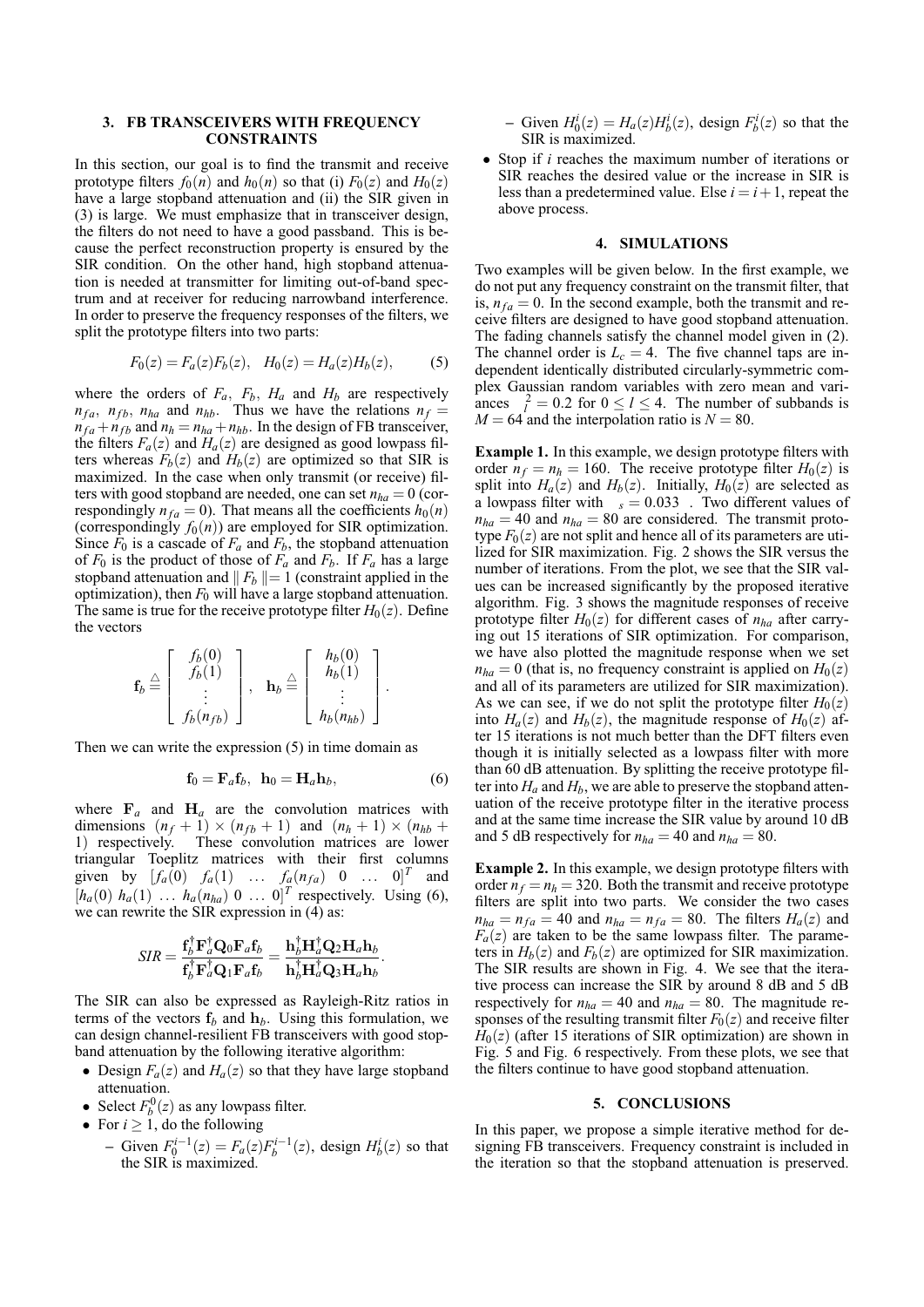## 3. FB TRANSCEIVERS WITH FREQUENCY CONSTRAINTS

In this section, our goal is to find the transmit and receive prototype filters $f_0(n)$ and $h_0(n)$ so that (i) $F_0(z)$ and $H_0(z)$ have a large stopband attenuation and (ii) the SIR given in (3) is large. We must emphasize that in transceiver design, the filters do not need to have a good passband. This is because the perfect reconstruction property is ensured by the SIR condition. On the other hand, high stopband attenuation is needed at transmitter for limiting out-of-band spectrum and at receiver for reducing narrowband interference. In order to preserve the frequency responses of the filters, we split the prototype filters into two parts:

$$F_0(z) = F_a(z)F_b(z), \quad H_0(z) = H_a(z)H_b(z), \tag{5}$$

where the orders of $F_a$, $F_b$, $H_a$ and $H_b$ are respectively $n_{fa}$, $n_{fb}$, $n_{ha}$ and $n_{hb}$. Thus we have the relations $n_f = n_{fa} + n_{fb}$ and $n_h = n_{ha} + n_{hb}$. In the design of FB transceiver, the filters $F_a(z)$ and $H_a(z)$ are designed as good lowpass filters whereas $F_b(z)$ and $H_b(z)$ are optimized so that SIR is maximized. In the case when only transmit (or receive) filters with good stopband are needed, one can set $n_{ha} = 0$ (correspondingly $n_{fa} = 0$). That means all the coefficients $h_0(n)$ (correspondingly $f_0(n)$) are employed for SIR optimization. Since $F_0$ is a cascade of $F_a$ and $F_b$, the stopband attenuation of $F_0$ is the product of those of $F_a$ and $F_b$. If $F_a$ has a large stopband attenuation and $\| F_b \| = 1$ (constraint applied in the optimization), then $F_0$ will have a large stopband attenuation. The same is true for the receive prototype filter $H_0(z)$. Define the vectors

$$\mathbf{f}_b \triangleq \begin{bmatrix} f_b(0) \\ f_b(1) \\ \vdots \\ f_b(n_{fb}) \end{bmatrix}, \quad \mathbf{h}_b \triangleq \begin{bmatrix} h_b(0) \\ h_b(1) \\ \vdots \\ h_b(n_{hb}) \end{bmatrix}.$$

Then we can write the expression (5) in time domain as

$$\mathbf{f}_0 = \mathbf{F}_a \mathbf{f}_b, \quad \mathbf{h}_0 = \mathbf{H}_a \mathbf{h}_b, \tag{6}$$

where $\mathbf{F}_a$ and $\mathbf{H}_a$ are the convolution matrices with dimensions $(n_f + 1) \times (n_{fb} + 1)$ and $(n_h + 1) \times (n_{hb} + 1)$ respectively. These convolution matrices are lower triangular Toeplitz matrices with their first columns given by $[f_a(0) \ f_a(1) \ \ldots \ f_a(n_{fa}) \ 0 \ \ldots \ 0]^T$ and $[h_a(0) \ h_a(1) \ \ldots \ h_a(n_{ha}) \ 0 \ \ldots \ 0]^T$ respectively. Using (6), we can rewrite the SIR expression in (4) as:

$$SIR = \frac{\mathbf{f}_b^\dagger \mathbf{F}_a^\dagger \mathbf{Q}_0 \mathbf{F}_a \mathbf{f}_b}{\mathbf{f}_b^\dagger \mathbf{F}_a^\dagger \mathbf{Q}_1 \mathbf{F}_a \mathbf{f}_b} = \frac{\mathbf{h}_b^\dagger \mathbf{H}_a^\dagger \mathbf{Q}_2 \mathbf{H}_a \mathbf{h}_b}{\mathbf{h}_b^\dagger \mathbf{H}_a^\dagger \mathbf{Q}_3 \mathbf{H}_a \mathbf{h}_b}.$$

The SIR can also be expressed as Rayleigh-Ritz ratios in terms of the vectors $\mathbf{f}_b$ and $\mathbf{h}_b$. Using this formulation, we can design channel-resilient FB transceivers with good stopband attenuation by the following iterative algorithm:

- Design $F_a(z)$ and $H_a(z)$ so that they have large stopband attenuation.
- Select $F_b^0(z)$ as any lowpass filter.
- For $i \geq 1$, do the following
  - Given $F_0^{i-1}(z) = F_a(z)F_b^{i-1}(z)$, design $H_b^i(z)$ so that the SIR is maximized.
  - Given $H_0^i(z) = H_a(z)H_b^i(z)$, design $F_b^i(z)$ so that the SIR is maximized.
- Stop if $i$ reaches the maximum number of iterations or SIR reaches the desired value or the increase in SIR is less than a predetermined value. Else $i = i + 1$, repeat the above process.

## 4. SIMULATIONS

Two examples will be given below. In the first example, we do not put any frequency constraint on the transmit filter, that is, $n_{fa} = 0$. In the second example, both the transmit and receive filters are designed to have good stopband attenuation. The fading channels satisfy the channel model given in (2). The channel order is $L_c = 4$. The five channel taps are independent identically distributed circularly-symmetric complex Gaussian random variables with zero mean and variances $\sigma_l^2 = 0.2$ for $0 \leq l \leq 4$. The number of subbands is $M = 64$ and the interpolation ratio is $N = 80$.

**Example 1.** In this example, we design prototype filters with order $n_f = n_h = 160$. The receive prototype filter $H_0(z)$ is split into $H_a(z)$ and $H_b(z)$. Initially, $H_0(z)$ are selected as a lowpass filter with $\omega_s = 0.033\pi$. Two different values of $n_{ha} = 40$ and $n_{ha} = 80$ are considered. The transmit prototype $F_0(z)$ are not split and hence all of its parameters are utilized for SIR maximization. Fig. 2 shows the SIR versus the number of iterations. From the plot, we see that the SIR values can be increased significantly by the proposed iterative algorithm. Fig. 3 shows the magnitude responses of receive prototype filter $H_0(z)$ for different cases of $n_{ha}$ after carrying out 15 iterations of SIR optimization. For comparison, we have also plotted the magnitude response when we set $n_{ha} = 0$ (that is, no frequency constraint is applied on $H_0(z)$ and all of its parameters are utilized for SIR maximization). As we can see, if we do not split the prototype filter $H_0(z)$ into $H_a(z)$ and $H_b(z)$, the magnitude response of $H_0(z)$ after 15 iterations is not much better than the DFT filters even though it is initially selected as a lowpass filter with more than 60 dB attenuation. By splitting the receive prototype filter into $H_a$ and $H_b$, we are able to preserve the stopband attenuation of the receive prototype filter in the iterative process and at the same time increase the SIR value by around 10 dB and 5 dB respectively for $n_{ha} = 40$ and $n_{ha} = 80$.

**Example 2.** In this example, we design prototype filters with order $n_f = n_h = 320$. Both the transmit and receive prototype filters are split into two parts. We consider the two cases $n_{ha} = n_{fa} = 40$ and $n_{ha} = n_{fa} = 80$. The filters $H_a(z)$ and $F_a(z)$ are taken to be the same lowpass filter. The parameters in $H_b(z)$ and $F_b(z)$ are optimized for SIR maximization. The SIR results are shown in Fig. 4. We see that the iterative process can increase the SIR by around 8 dB and 5 dB respectively for $n_{ha} = 40$ and $n_{ha} = 80$. The magnitude responses of the resulting transmit filter $F_0(z)$ and receive filter $H_0(z)$ (after 15 iterations of SIR optimization) are shown in Fig. 5 and Fig. 6 respectively. From these plots, we see that the filters continue to have good stopband attenuation.

## 5. CONCLUSIONS

In this paper, we propose a simple iterative method for designing FB transceivers. Frequency constraint is included in the iteration so that the stopband attenuation is preserved.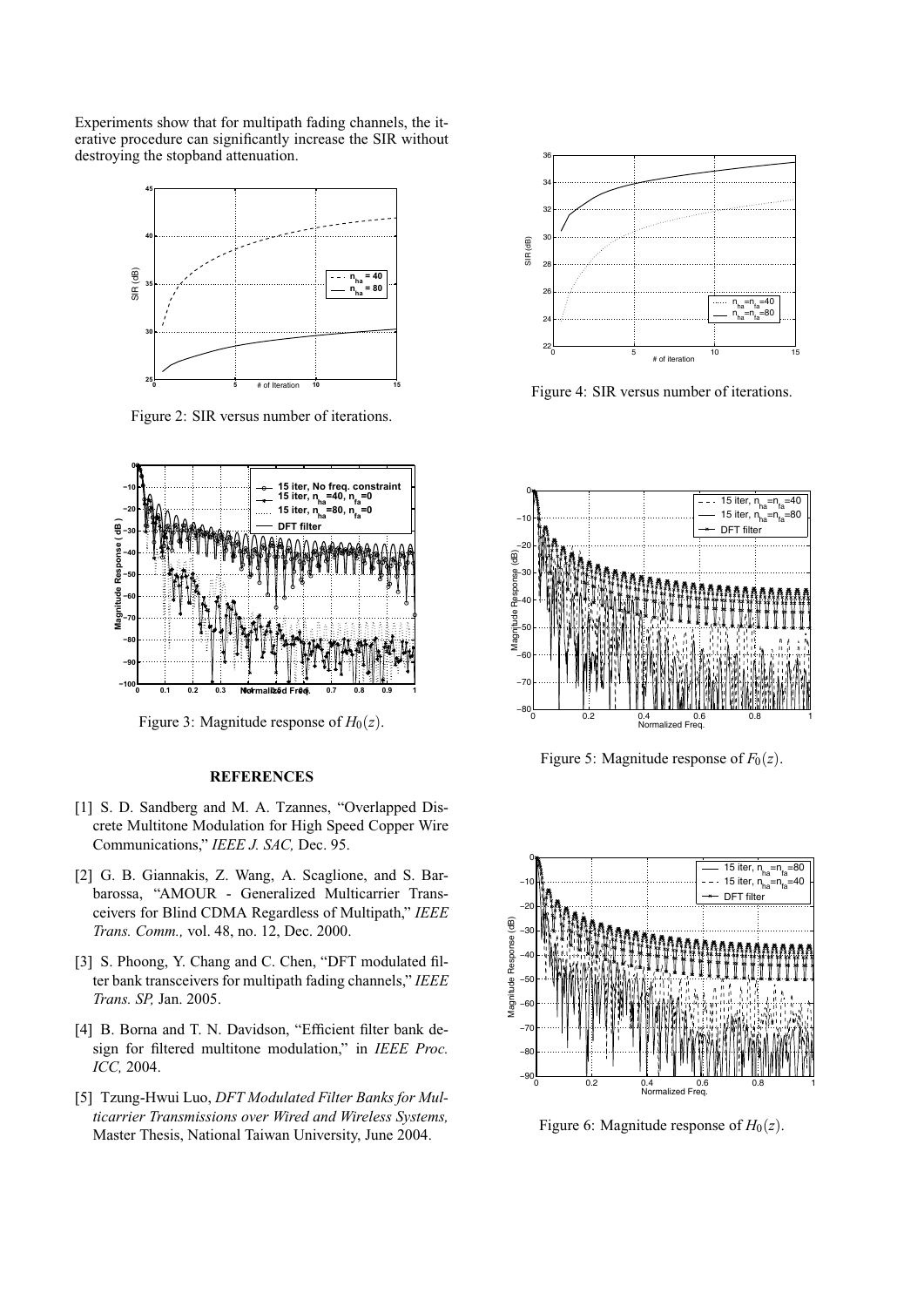Experiments show that for multipath fading channels, the iterative procedure can significantly increase the SIR without destroying the stopband attenuation.

45
40
35
30
25
SIR (dB)
0 5 # of Iteration 10 15
$n_{ha}$ = 40
$n_{ha}$ = 80

Figure 2: SIR versus number of iterations.

Magnitude Response ( dB )
0
−10
−20
−30
−40
−50
−60
−70
−80
−90
−100
0 0.1 0.2 0.3 Normalized Freq. 0.7 0.8 0.9 1
15 iter, No freq. constraint
15 iter, $n_{ha}$=40, $n_{fa}$=0
15 iter, $n_{ha}$=80, $n_{fa}$=0
DFT filter

Figure 3: Magnitude response of $H_0(z)$.

## REFERENCES

[1] S. D. Sandberg and M. A. Tzannes, "Overlapped Discrete Multitone Modulation for High Speed Copper Wire Communications," *IEEE J. SAC,* Dec. 95.

[2] G. B. Giannakis, Z. Wang, A. Scaglione, and S. Barbarossa, "AMOUR - Generalized Multicarrier Transceivers for Blind CDMA Regardless of Multipath," *IEEE Trans. Comm.,* vol. 48, no. 12, Dec. 2000.

[3] S. Phoong, Y. Chang and C. Chen, "DFT modulated filter bank transceivers for multipath fading channels," *IEEE Trans. SP,* Jan. 2005.

[4] B. Borna and T. N. Davidson, "Efficient filter bank design for filtered multitone modulation," in *IEEE Proc. ICC,* 2004.

[5] Tzung-Hwui Luo, *DFT Modulated Filter Banks for Multicarrier Transmissions over Wired and Wireless Systems,* Master Thesis, National Taiwan University, June 2004.

36
34
32
30
28
26
24
22
SIR (dB)
0 5 10 15
# of iteration
$n_{ha}$=$n_{fa}$=40
$n_{ha}$=$n_{fa}$=80

Figure 4: SIR versus number of iterations.

Magnitude Response (dB)
0
−10
−20
−30
−40
−50
−60
−70
−80
0 0.2 0.4 0.6 0.8 1
Normalized Freq.
15 iter, $n_{ha}$=$n_{fa}$=40
15 iter, $n_{ha}$=$n_{fa}$=80
DFT filter

Figure 5: Magnitude response of $F_0(z)$.

Magnitude Response (dB)
0
−10
−20
−30
−40
−50
−60
−70
−80
−90
0 0.2 0.4 0.6 0.8 1
Normalized Freq.
15 iter, $n_{ha}$=$n_{fa}$=80
15 iter, $n_{ha}$=$n_{fa}$=40
DFT filter

Figure 6: Magnitude response of $H_0(z)$.